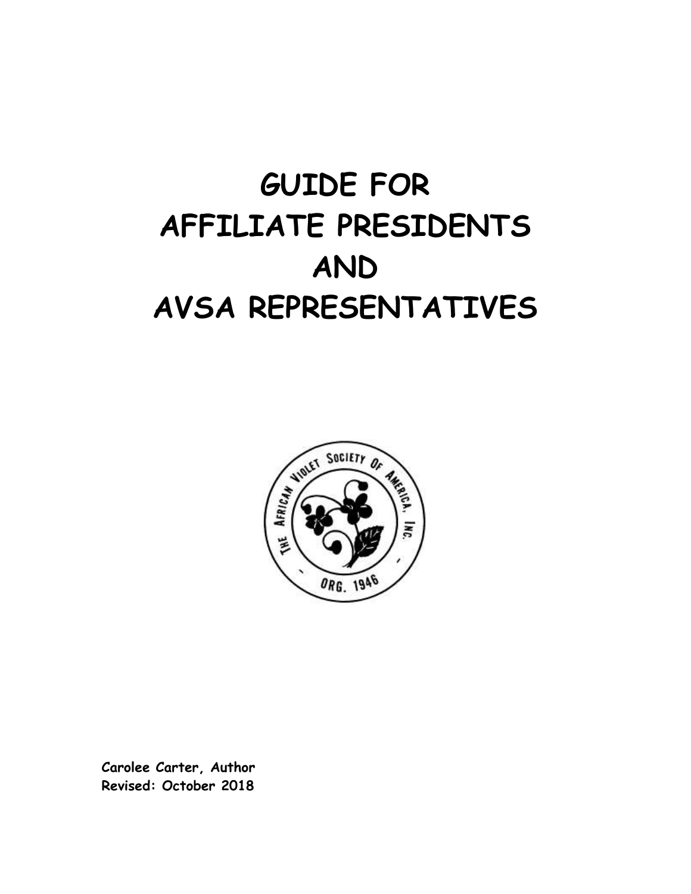# GUIDE FOR AFFILIATE PRESIDENTS AND AVSA REPRESENTATIVES

**Carolee Carter, Author**
**Revised: October 2018**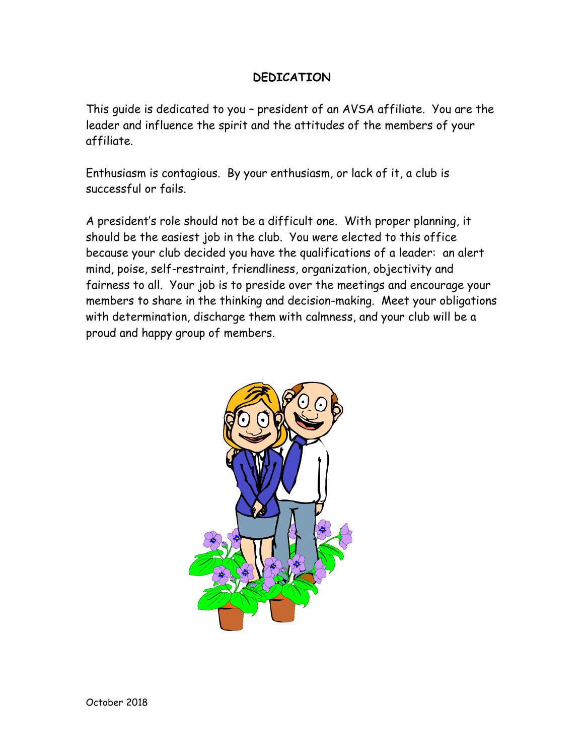## DEDICATION

This guide is dedicated to you – president of an AVSA affiliate. You are the leader and influence the spirit and the attitudes of the members of your affiliate.

Enthusiasm is contagious. By your enthusiasm, or lack of it, a club is successful or fails.

A president's role should not be a difficult one. With proper planning, it should be the easiest job in the club. You were elected to this office because your club decided you have the qualifications of a leader: an alert mind, poise, self-restraint, friendliness, organization, objectivity and fairness to all. Your job is to preside over the meetings and encourage your members to share in the thinking and decision-making. Meet your obligations with determination, discharge them with calmness, and your club will be a proud and happy group of members.

October 2018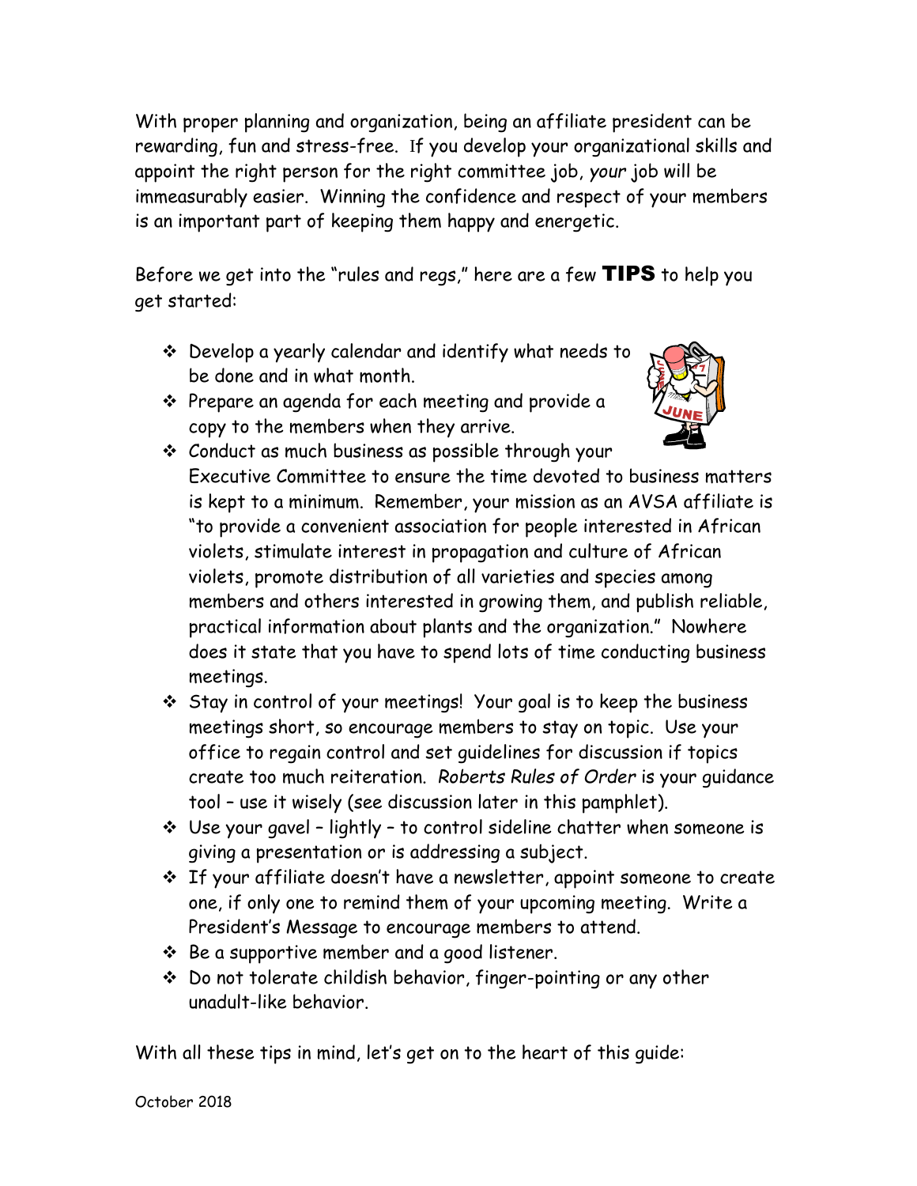With proper planning and organization, being an affiliate president can be rewarding, fun and stress-free. If you develop your organizational skills and appoint the right person for the right committee job, *your* job will be immeasurably easier. Winning the confidence and respect of your members is an important part of keeping them happy and energetic.

Before we get into the "rules and regs," here are a few **TIPS** to help you get started:

- Develop a yearly calendar and identify what needs to be done and in what month.
- Prepare an agenda for each meeting and provide a copy to the members when they arrive.
- Conduct as much business as possible through your Executive Committee to ensure the time devoted to business matters is kept to a minimum. Remember, your mission as an AVSA affiliate is "to provide a convenient association for people interested in African violets, stimulate interest in propagation and culture of African violets, promote distribution of all varieties and species among members and others interested in growing them, and publish reliable, practical information about plants and the organization." Nowhere does it state that you have to spend lots of time conducting business meetings.
- Stay in control of your meetings! Your goal is to keep the business meetings short, so encourage members to stay on topic. Use your office to regain control and set guidelines for discussion if topics create too much reiteration. *Roberts Rules of Order* is your guidance tool – use it wisely (see discussion later in this pamphlet).
- Use your gavel – lightly – to control sideline chatter when someone is giving a presentation or is addressing a subject.
- If your affiliate doesn't have a newsletter, appoint someone to create one, if only one to remind them of your upcoming meeting. Write a President's Message to encourage members to attend.
- Be a supportive member and a good listener.
- Do not tolerate childish behavior, finger-pointing or any other unadult-like behavior.

With all these tips in mind, let's get on to the heart of this guide:

October 2018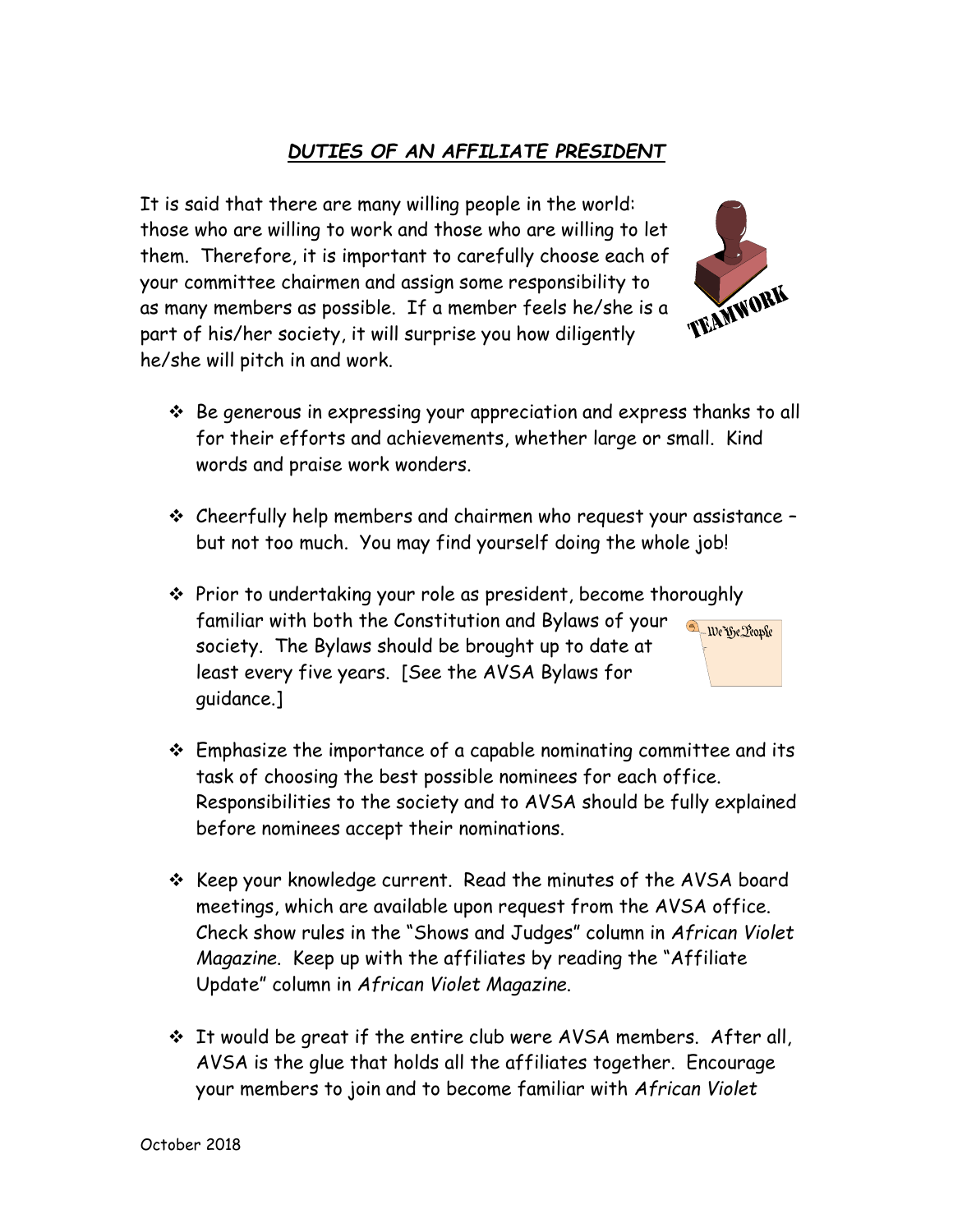## ***DUTIES OF AN AFFILIATE PRESIDENT***

It is said that there are many willing people in the world: those who are willing to work and those who are willing to let them. Therefore, it is important to carefully choose each of your committee chairmen and assign some responsibility to as many members as possible. If a member feels he/she is a part of his/her society, it will surprise you how diligently he/she will pitch in and work.

- Be generous in expressing your appreciation and express thanks to all for their efforts and achievements, whether large or small. Kind words and praise work wonders.

- Cheerfully help members and chairmen who request your assistance – but not too much. You may find yourself doing the whole job!

- Prior to undertaking your role as president, become thoroughly familiar with both the Constitution and Bylaws of your society. The Bylaws should be brought up to date at least every five years. [See the AVSA Bylaws for guidance.]

- Emphasize the importance of a capable nominating committee and its task of choosing the best possible nominees for each office. Responsibilities to the society and to AVSA should be fully explained before nominees accept their nominations.

- Keep your knowledge current. Read the minutes of the AVSA board meetings, which are available upon request from the AVSA office. Check show rules in the "Shows and Judges" column in *African Violet Magazine*. Keep up with the affiliates by reading the "Affiliate Update" column in *African Violet Magazine*.

- It would be great if the entire club were AVSA members. After all, AVSA is the glue that holds all the affiliates together. Encourage your members to join and to become familiar with *African Violet*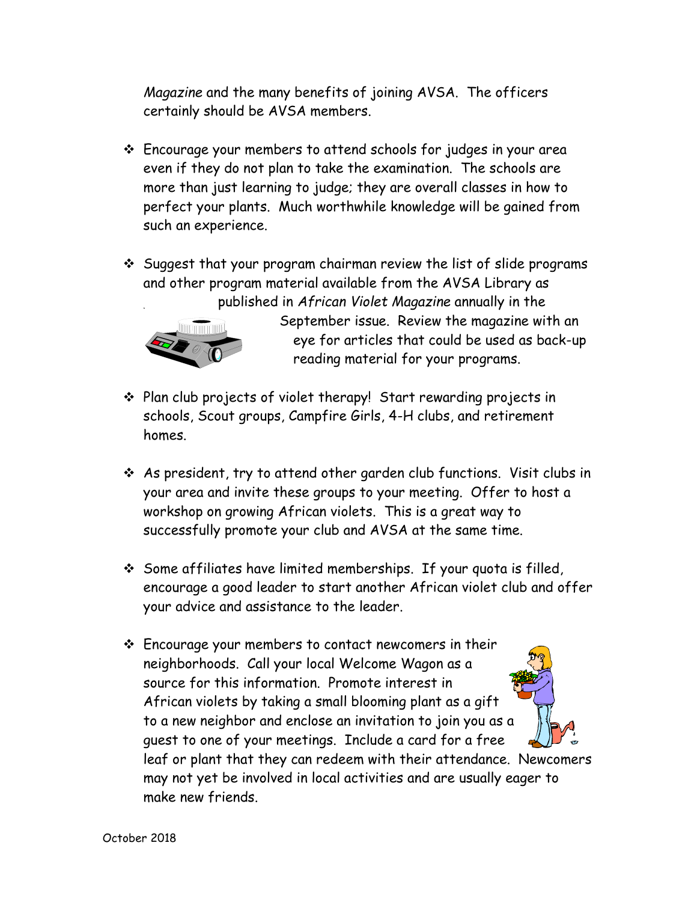*Magazine* and the many benefits of joining AVSA. The officers certainly should be AVSA members.

- Encourage your members to attend schools for judges in your area even if they do not plan to take the examination. The schools are more than just learning to judge; they are overall classes in how to perfect your plants. Much worthwhile knowledge will be gained from such an experience.

- Suggest that your program chairman review the list of slide programs and other program material available from the AVSA Library as published in *African Violet Magazine* annually in the September issue. Review the magazine with an eye for articles that could be used as back-up reading material for your programs.

- Plan club projects of violet therapy! Start rewarding projects in schools, Scout groups, Campfire Girls, 4-H clubs, and retirement homes.

- As president, try to attend other garden club functions. Visit clubs in your area and invite these groups to your meeting. Offer to host a workshop on growing African violets. This is a great way to successfully promote your club and AVSA at the same time.

- Some affiliates have limited memberships. If your quota is filled, encourage a good leader to start another African violet club and offer your advice and assistance to the leader.

- Encourage your members to contact newcomers in their neighborhoods. Call your local Welcome Wagon as a source for this information. Promote interest in African violets by taking a small blooming plant as a gift to a new neighbor and enclose an invitation to join you as a guest to one of your meetings. Include a card for a free leaf or plant that they can redeem with their attendance. Newcomers may not yet be involved in local activities and are usually eager to make new friends.

October 2018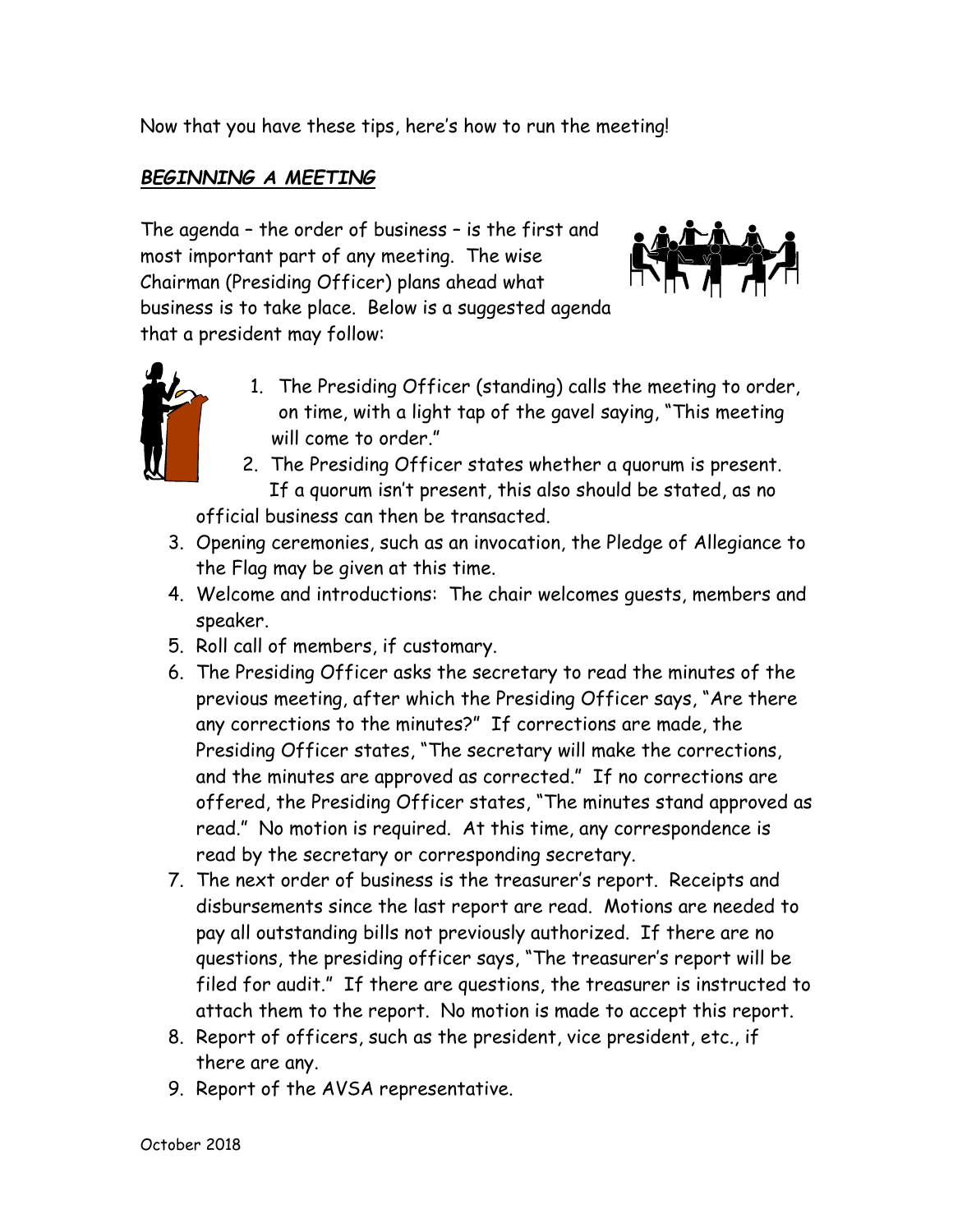Now that you have these tips, here's how to run the meeting!

***BEGINNING A MEETING***

The agenda – the order of business – is the first and most important part of any meeting. The wise Chairman (Presiding Officer) plans ahead what business is to take place. Below is a suggested agenda that a president may follow:

1. The Presiding Officer (standing) calls the meeting to order, on time, with a light tap of the gavel saying, "This meeting will come to order."
2. The Presiding Officer states whether a quorum is present. If a quorum isn't present, this also should be stated, as no official business can then be transacted.
3. Opening ceremonies, such as an invocation, the Pledge of Allegiance to the Flag may be given at this time.
4. Welcome and introductions: The chair welcomes guests, members and speaker.
5. Roll call of members, if customary.
6. The Presiding Officer asks the secretary to read the minutes of the previous meeting, after which the Presiding Officer says, "Are there any corrections to the minutes?" If corrections are made, the Presiding Officer states, "The secretary will make the corrections, and the minutes are approved as corrected." If no corrections are offered, the Presiding Officer states, "The minutes stand approved as read." No motion is required. At this time, any correspondence is read by the secretary or corresponding secretary.
7. The next order of business is the treasurer's report. Receipts and disbursements since the last report are read. Motions are needed to pay all outstanding bills not previously authorized. If there are no questions, the presiding officer says, "The treasurer's report will be filed for audit." If there are questions, the treasurer is instructed to attach them to the report. No motion is made to accept this report.
8. Report of officers, such as the president, vice president, etc., if there are any.
9. Report of the AVSA representative.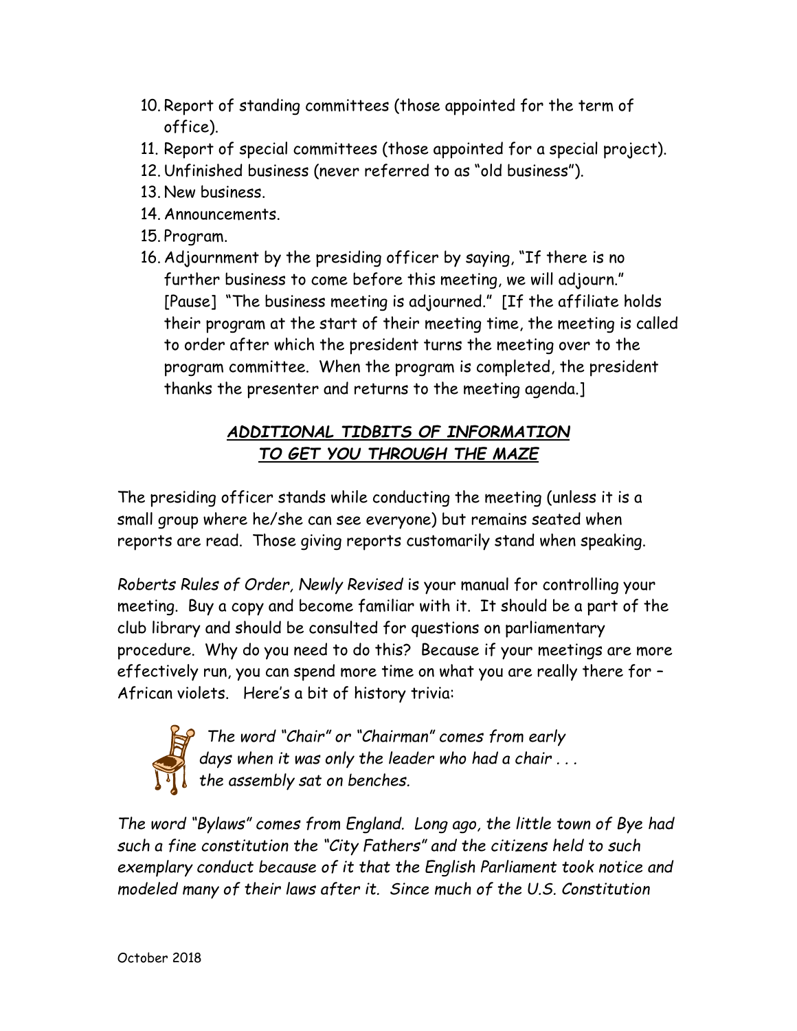10. Report of standing committees (those appointed for the term of office).
11. Report of special committees (those appointed for a special project).
12. Unfinished business (never referred to as "old business").
13. New business.
14. Announcements.
15. Program.
16. Adjournment by the presiding officer by saying, "If there is no further business to come before this meeting, we will adjourn." [Pause] "The business meeting is adjourned." [If the affiliate holds their program at the start of their meeting time, the meeting is called to order after which the president turns the meeting over to the program committee. When the program is completed, the president thanks the presenter and returns to the meeting agenda.]

## ***ADDITIONAL TIDBITS OF INFORMATION TO GET YOU THROUGH THE MAZE***

The presiding officer stands while conducting the meeting (unless it is a small group where he/she can see everyone) but remains seated when reports are read. Those giving reports customarily stand when speaking.

*Roberts Rules of Order, Newly Revised* is your manual for controlling your meeting. Buy a copy and become familiar with it. It should be a part of the club library and should be consulted for questions on parliamentary procedure. Why do you need to do this? Because if your meetings are more effectively run, you can spend more time on what you are really there for – African violets. Here's a bit of history trivia:

*The word "Chair" or "Chairman" comes from early days when it was only the leader who had a chair . . . the assembly sat on benches.*

*The word "Bylaws" comes from England. Long ago, the little town of Bye had such a fine constitution the "City Fathers" and the citizens held to such exemplary conduct because of it that the English Parliament took notice and modeled many of their laws after it. Since much of the U.S. Constitution*

October 2018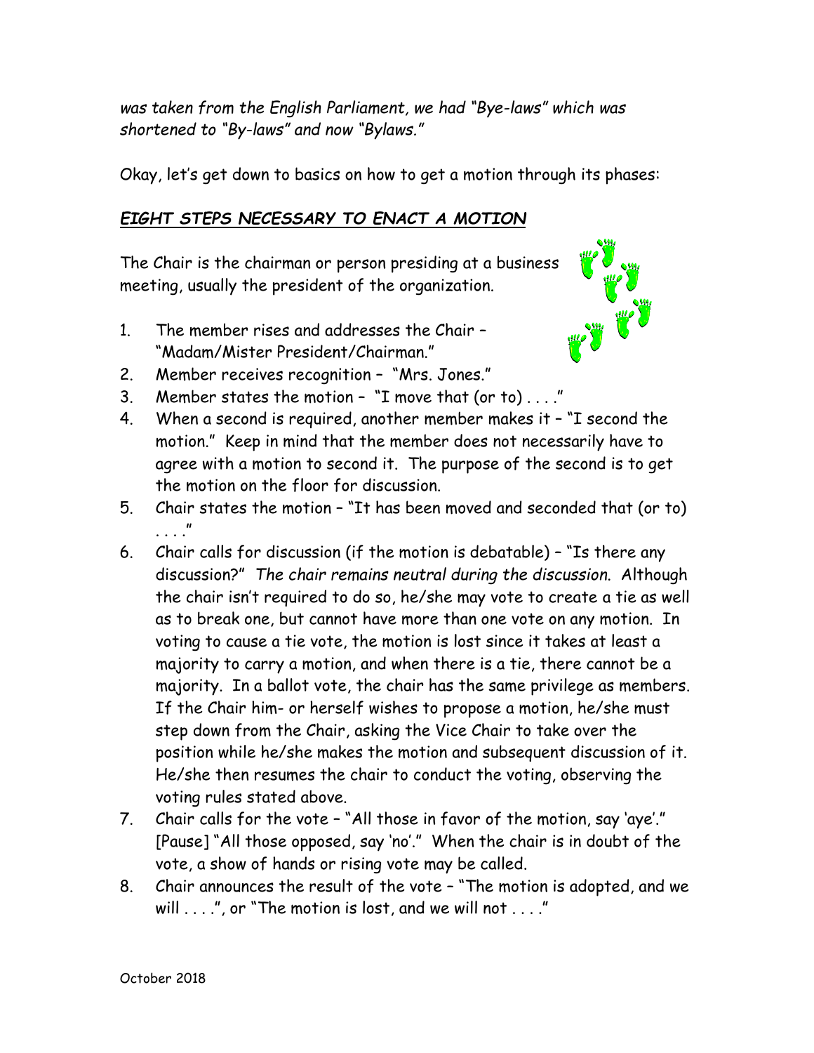*was taken from the English Parliament, we had "Bye-laws" which was shortened to "By-laws" and now "Bylaws."*

Okay, let's get down to basics on how to get a motion through its phases:

## ***EIGHT STEPS NECESSARY TO ENACT A MOTION***

The Chair is the chairman or person presiding at a business meeting, usually the president of the organization.

1. The member rises and addresses the Chair – "Madam/Mister President/Chairman."
2. Member receives recognition – "Mrs. Jones."
3. Member states the motion – "I move that (or to) . . . ."
4. When a second is required, another member makes it – "I second the motion." Keep in mind that the member does not necessarily have to agree with a motion to second it. The purpose of the second is to get the motion on the floor for discussion.
5. Chair states the motion – "It has been moved and seconded that (or to) . . . ."
6. Chair calls for discussion (if the motion is debatable) – "Is there any discussion?" *The chair remains neutral during the discussion.* Although the chair isn't required to do so, he/she may vote to create a tie as well as to break one, but cannot have more than one vote on any motion. In voting to cause a tie vote, the motion is lost since it takes at least a majority to carry a motion, and when there is a tie, there cannot be a majority. In a ballot vote, the chair has the same privilege as members. If the Chair him- or herself wishes to propose a motion, he/she must step down from the Chair, asking the Vice Chair to take over the position while he/she makes the motion and subsequent discussion of it. He/she then resumes the chair to conduct the voting, observing the voting rules stated above.
7. Chair calls for the vote – "All those in favor of the motion, say 'aye'." [Pause] "All those opposed, say 'no'." When the chair is in doubt of the vote, a show of hands or rising vote may be called.
8. Chair announces the result of the vote – "The motion is adopted, and we will . . . .", or "The motion is lost, and we will not . . . ."

October 2018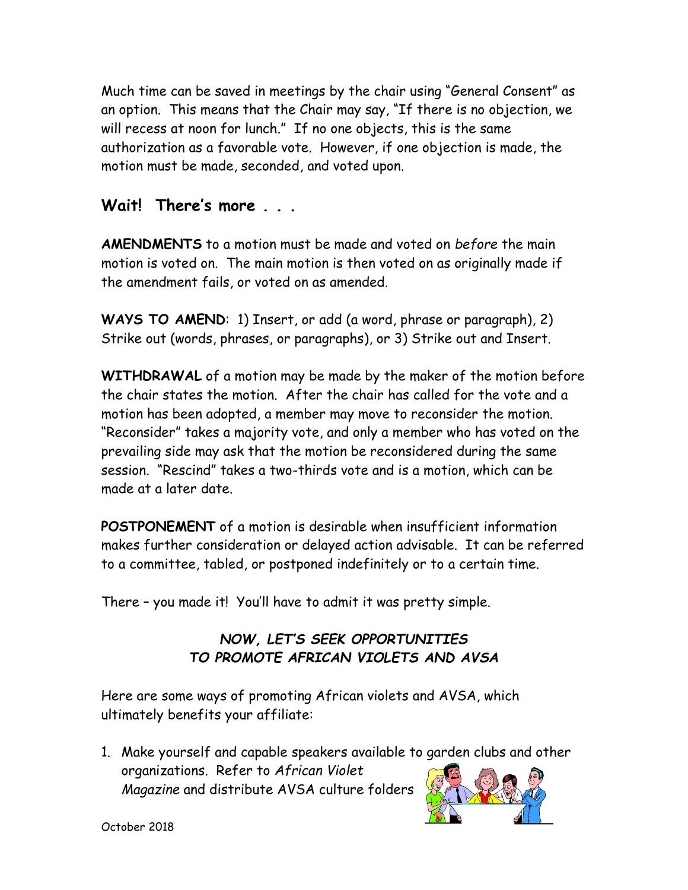Much time can be saved in meetings by the chair using "General Consent" as an option. This means that the Chair may say, "If there is no objection, we will recess at noon for lunch." If no one objects, this is the same authorization as a favorable vote. However, if one objection is made, the motion must be made, seconded, and voted upon.

## Wait! There's more . . .

**AMENDMENTS** to a motion must be made and voted on *before* the main motion is voted on. The main motion is then voted on as originally made if the amendment fails, or voted on as amended.

**WAYS TO AMEND**: 1) Insert, or add (a word, phrase or paragraph), 2) Strike out (words, phrases, or paragraphs), or 3) Strike out and Insert.

**WITHDRAWAL** of a motion may be made by the maker of the motion before the chair states the motion. After the chair has called for the vote and a motion has been adopted, a member may move to reconsider the motion. "Reconsider" takes a majority vote, and only a member who has voted on the prevailing side may ask that the motion be reconsidered during the same session. "Rescind" takes a two-thirds vote and is a motion, which can be made at a later date.

**POSTPONEMENT** of a motion is desirable when insufficient information makes further consideration or delayed action advisable. It can be referred to a committee, tabled, or postponed indefinitely or to a certain time.

There – you made it! You'll have to admit it was pretty simple.

### *NOW, LET'S SEEK OPPORTUNITIES TO PROMOTE AFRICAN VIOLETS AND AVSA*

Here are some ways of promoting African violets and AVSA, which ultimately benefits your affiliate:

1. Make yourself and capable speakers available to garden clubs and other organizations. Refer to *African Violet Magazine* and distribute AVSA culture folders

October 2018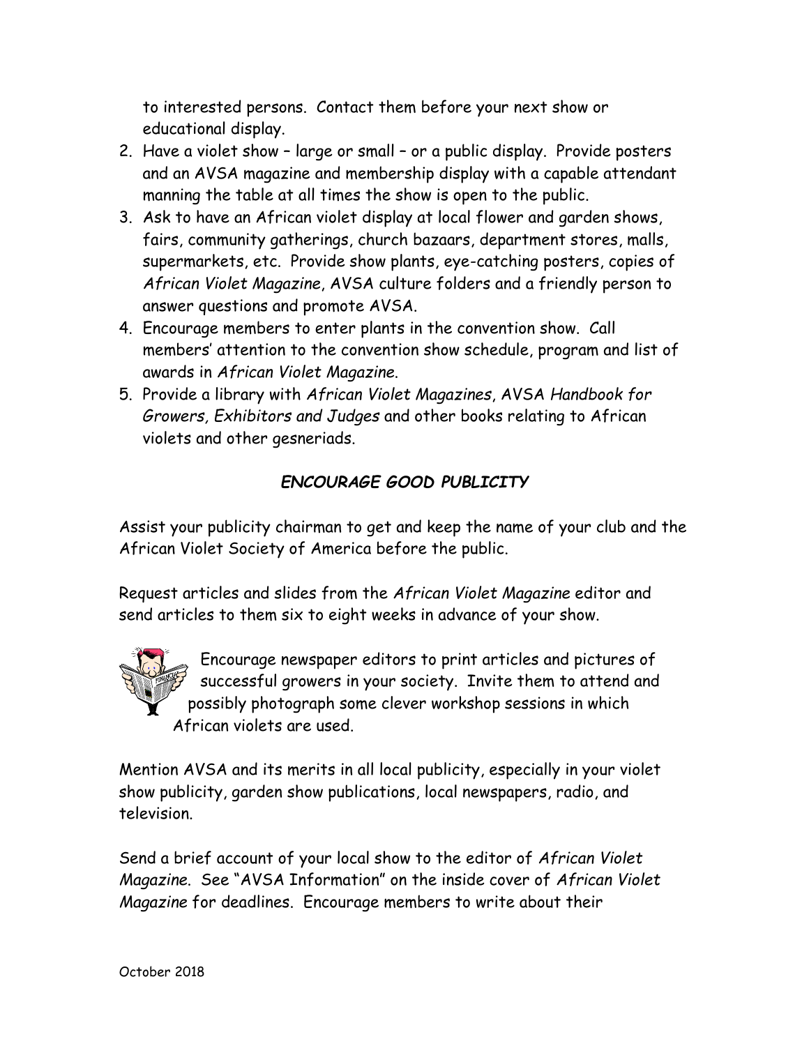to interested persons. Contact them before your next show or educational display.

2. Have a violet show – large or small – or a public display. Provide posters and an AVSA magazine and membership display with a capable attendant manning the table at all times the show is open to the public.
3. Ask to have an African violet display at local flower and garden shows, fairs, community gatherings, church bazaars, department stores, malls, supermarkets, etc. Provide show plants, eye-catching posters, copies of *African Violet Magazine*, AVSA culture folders and a friendly person to answer questions and promote AVSA.
4. Encourage members to enter plants in the convention show. Call members' attention to the convention show schedule, program and list of awards in *African Violet Magazine*.
5. Provide a library with *African Violet Magazines*, AVSA *Handbook for Growers, Exhibitors and Judges* and other books relating to African violets and other gesneriads.

### *ENCOURAGE GOOD PUBLICITY*

Assist your publicity chairman to get and keep the name of your club and the African Violet Society of America before the public.

Request articles and slides from the *African Violet Magazine* editor and send articles to them six to eight weeks in advance of your show.

Encourage newspaper editors to print articles and pictures of successful growers in your society. Invite them to attend and possibly photograph some clever workshop sessions in which African violets are used.

Mention AVSA and its merits in all local publicity, especially in your violet show publicity, garden show publications, local newspapers, radio, and television.

Send a brief account of your local show to the editor of *African Violet Magazine*. See "AVSA Information" on the inside cover of *African Violet Magazine* for deadlines. Encourage members to write about their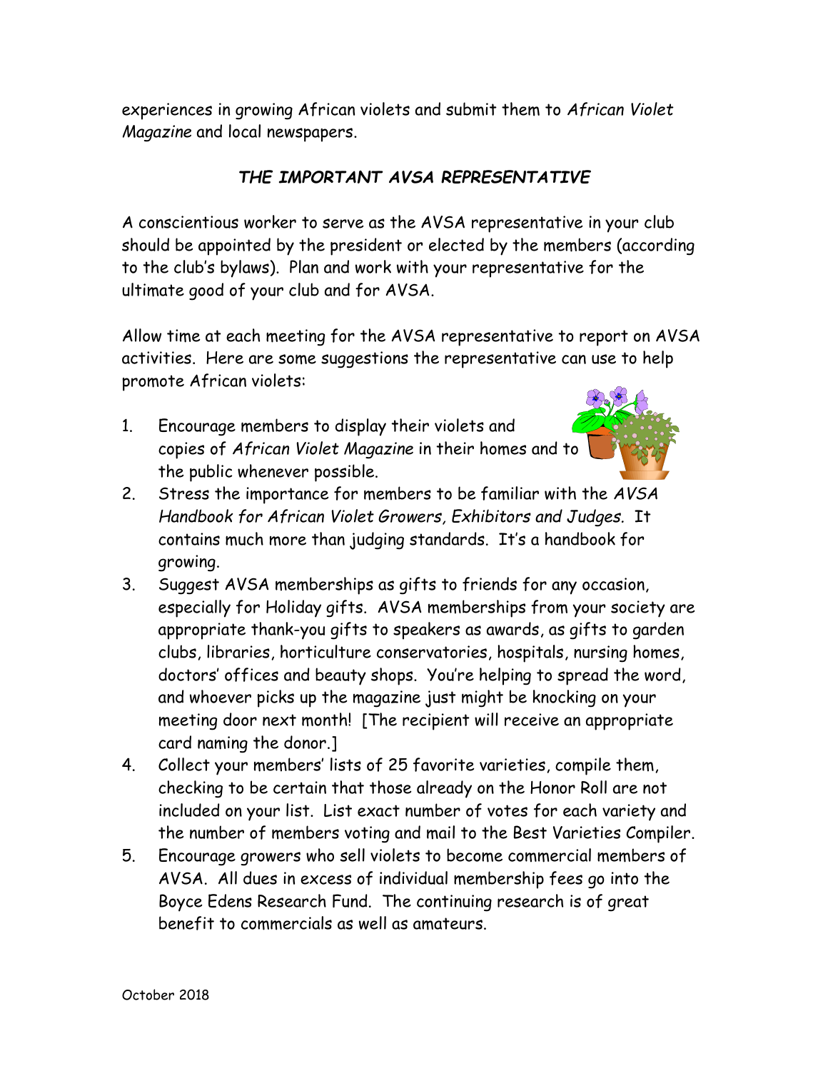experiences in growing African violets and submit them to *African Violet Magazine* and local newspapers.

## *THE IMPORTANT AVSA REPRESENTATIVE*

A conscientious worker to serve as the AVSA representative in your club should be appointed by the president or elected by the members (according to the club's bylaws). Plan and work with your representative for the ultimate good of your club and for AVSA.

Allow time at each meeting for the AVSA representative to report on AVSA activities. Here are some suggestions the representative can use to help promote African violets:

1. Encourage members to display their violets and copies of *African Violet Magazine* in their homes and to the public whenever possible.
2. Stress the importance for members to be familiar with the *AVSA Handbook for African Violet Growers, Exhibitors and Judges.* It contains much more than judging standards. It's a handbook for growing.
3. Suggest AVSA memberships as gifts to friends for any occasion, especially for Holiday gifts. AVSA memberships from your society are appropriate thank-you gifts to speakers as awards, as gifts to garden clubs, libraries, horticulture conservatories, hospitals, nursing homes, doctors' offices and beauty shops. You're helping to spread the word, and whoever picks up the magazine just might be knocking on your meeting door next month! [The recipient will receive an appropriate card naming the donor.]
4. Collect your members' lists of 25 favorite varieties, compile them, checking to be certain that those already on the Honor Roll are not included on your list. List exact number of votes for each variety and the number of members voting and mail to the Best Varieties Compiler.
5. Encourage growers who sell violets to become commercial members of AVSA. All dues in excess of individual membership fees go into the Boyce Edens Research Fund. The continuing research is of great benefit to commercials as well as amateurs.

October 2018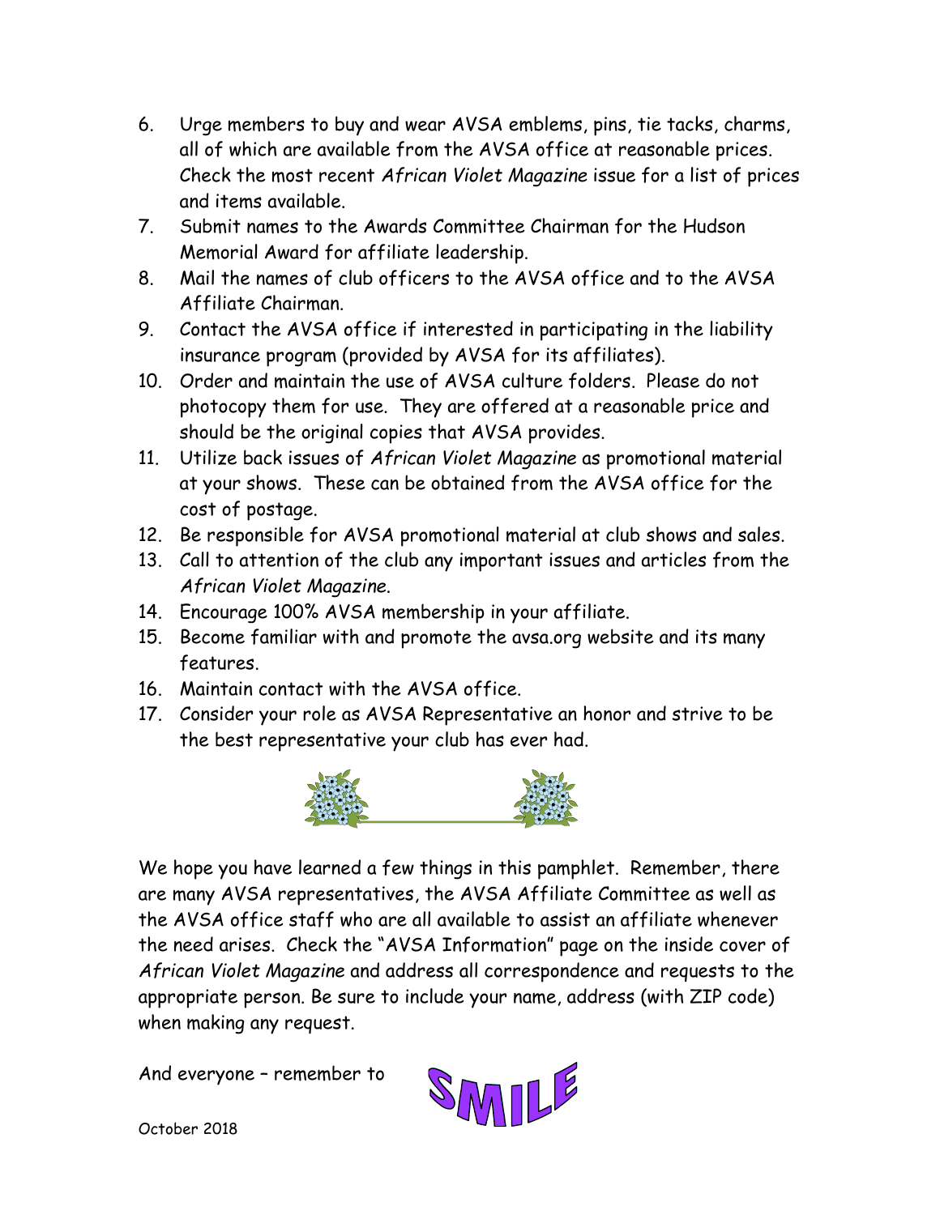6. Urge members to buy and wear AVSA emblems, pins, tie tacks, charms, all of which are available from the AVSA office at reasonable prices. Check the most recent *African Violet Magazine* issue for a list of prices and items available.
7. Submit names to the Awards Committee Chairman for the Hudson Memorial Award for affiliate leadership.
8. Mail the names of club officers to the AVSA office and to the AVSA Affiliate Chairman.
9. Contact the AVSA office if interested in participating in the liability insurance program (provided by AVSA for its affiliates).
10. Order and maintain the use of AVSA culture folders. Please do not photocopy them for use. They are offered at a reasonable price and should be the original copies that AVSA provides.
11. Utilize back issues of *African Violet Magazine* as promotional material at your shows. These can be obtained from the AVSA office for the cost of postage.
12. Be responsible for AVSA promotional material at club shows and sales.
13. Call to attention of the club any important issues and articles from the *African Violet Magazine*.
14. Encourage 100% AVSA membership in your affiliate.
15. Become familiar with and promote the avsa.org website and its many features.
16. Maintain contact with the AVSA office.
17. Consider your role as AVSA Representative an honor and strive to be the best representative your club has ever had.

We hope you have learned a few things in this pamphlet. Remember, there are many AVSA representatives, the AVSA Affiliate Committee as well as the AVSA office staff who are all available to assist an affiliate whenever the need arises. Check the "AVSA Information" page on the inside cover of *African Violet Magazine* and address all correspondence and requests to the appropriate person. Be sure to include your name, address (with ZIP code) when making any request.

And everyone – remember to SMILE

October 2018